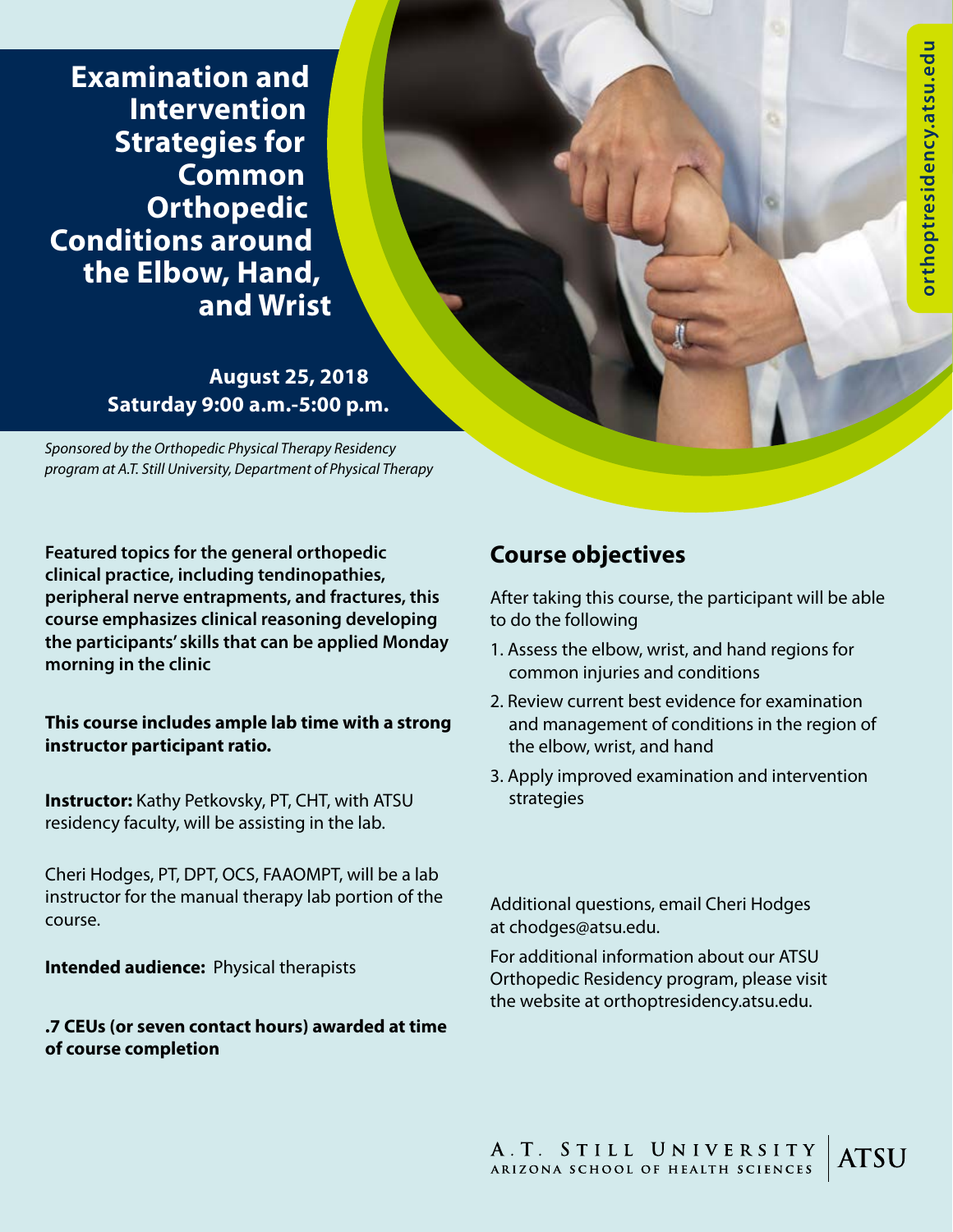# Examination and Intervention Strategies for Common Orthopedic Conditions around the Elbow, Hand, and Wrist

**August 25, 2018**
**Saturday 9:00 a.m.-5:00 p.m.**

*Sponsored by the Orthopedic Physical Therapy Residency program at A.T. Still University, Department of Physical Therapy*

orthoptresidency.atsu.edu

**Featured topics for the general orthopedic clinical practice, including tendinopathies, peripheral nerve entrapments, and fractures, this course emphasizes clinical reasoning developing the participants' skills that can be applied Monday morning in the clinic**

**This course includes ample lab time with a strong instructor participant ratio.**

**Instructor:** Kathy Petkovsky, PT, CHT, with ATSU residency faculty, will be assisting in the lab.

Cheri Hodges, PT, DPT, OCS, FAAOMPT, will be a lab instructor for the manual therapy lab portion of the course.

**Intended audience:** Physical therapists

**.7 CEUs (or seven contact hours) awarded at time of course completion**

## Course objectives

After taking this course, the participant will be able to do the following

1. Assess the elbow, wrist, and hand regions for common injuries and conditions
2. Review current best evidence for examination and management of conditions in the region of the elbow, wrist, and hand
3. Apply improved examination and intervention strategies

Additional questions, email Cheri Hodges at chodges@atsu.edu.

For additional information about our ATSU Orthopedic Residency program, please visit the website at orthoptresidency.atsu.edu.

A.T. Still University
Arizona School of Health Sciences
ATSU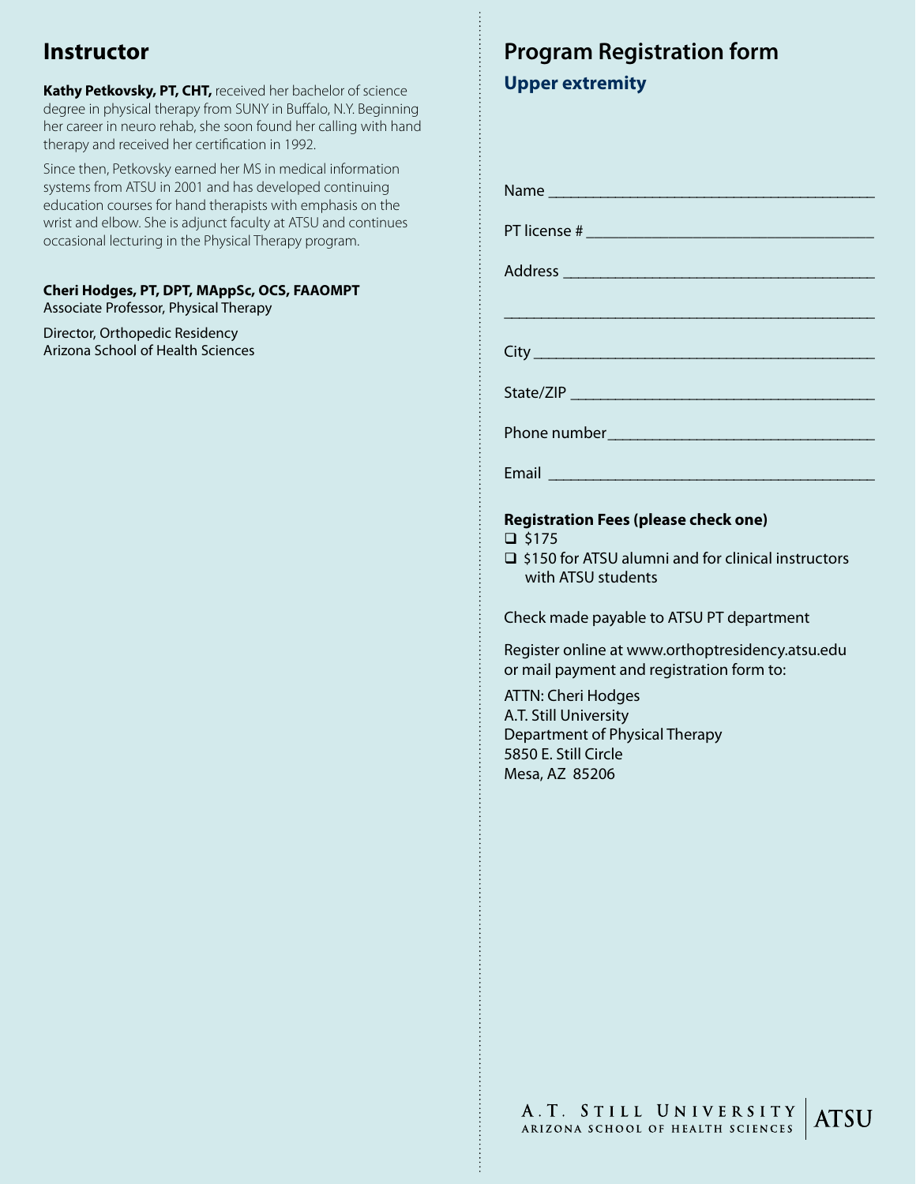## Instructor

**Kathy Petkovsky, PT, CHT,** received her bachelor of science degree in physical therapy from SUNY in Buffalo, N.Y. Beginning her career in neuro rehab, she soon found her calling with hand therapy and received her certification in 1992.

Since then, Petkovsky earned her MS in medical information systems from ATSU in 2001 and has developed continuing education courses for hand therapists with emphasis on the wrist and elbow. She is adjunct faculty at ATSU and continues occasional lecturing in the Physical Therapy program.

**Cheri Hodges, PT, DPT, MAppSc, OCS, FAAOMPT**
Associate Professor, Physical Therapy

Director, Orthopedic Residency
Arizona School of Health Sciences

## Program Registration form

### Upper extremity

Name ________________________________________

PT license # __________________________________

Address ______________________________________

______________________________________________

City _________________________________________

State/ZIP _____________________________________

Phone number__________________________________

Email ________________________________________

**Registration Fees (please check one)**

- ❑ $175
- ❑ $150 for ATSU alumni and for clinical instructors with ATSU students

Check made payable to ATSU PT department

Register online at www.orthoptresidency.atsu.edu or mail payment and registration form to:

ATTN: Cheri Hodges
A.T. Still University
Department of Physical Therapy
5850 E. Still Circle
Mesa, AZ 85206

A.T. Still University
Arizona School of Health Sciences
ATSU